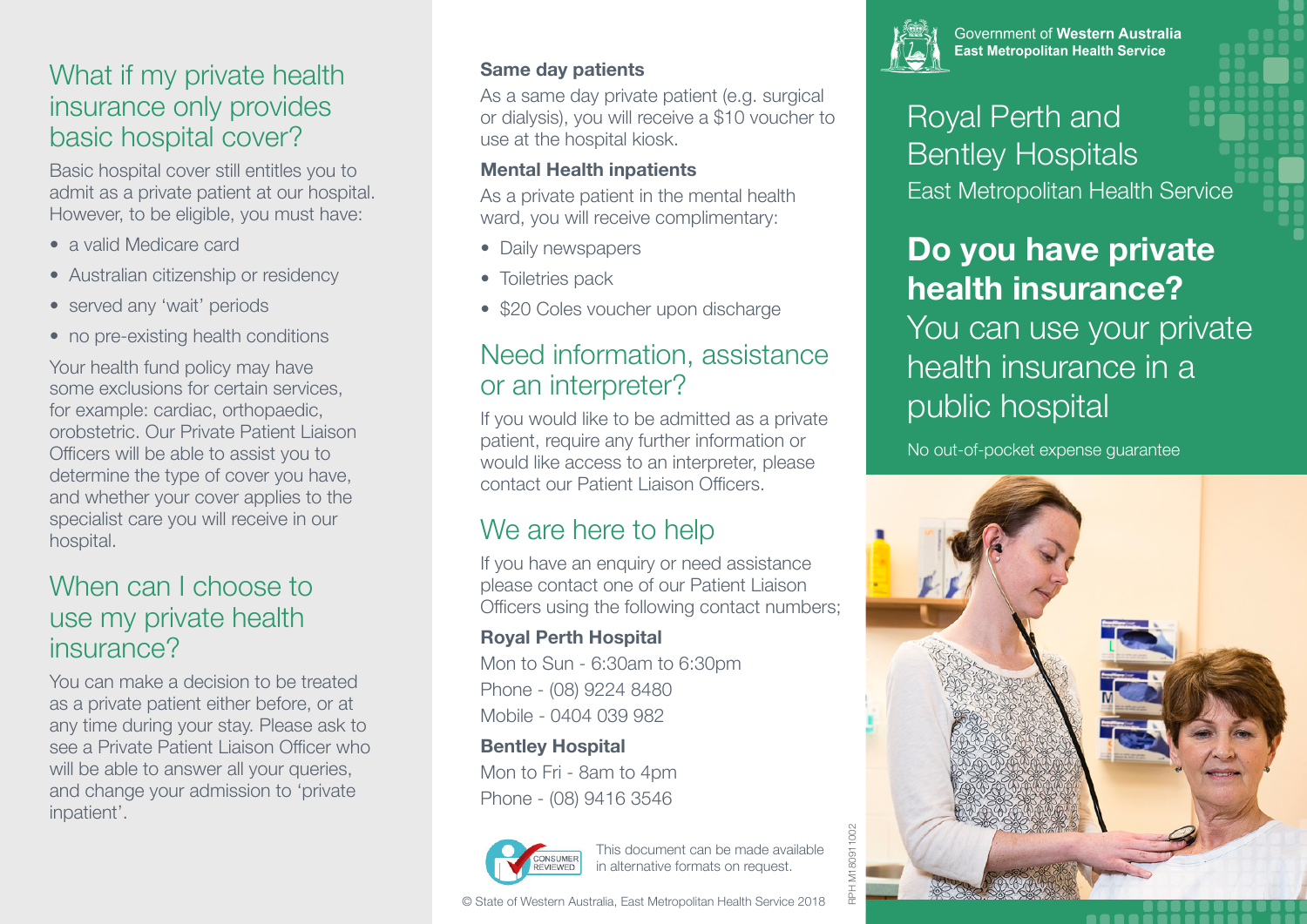## What if my private health insurance only provides basic hospital cover?

Basic hospital cover still entitles you to admit as a private patient at our hospital. However, to be eligible, you must have:

- a valid Medicare card
- Australian citizenship or residency
- served any 'wait' periods
- no pre-existing health conditions

Your health fund policy may have some exclusions for certain services, for example: cardiac, orthopaedic, orobstetric. Our Private Patient Liaison Officers will be able to assist you to determine the type of cover you have, and whether your cover applies to the specialist care you will receive in our hospital.

## When can I choose to use my private health insurance?

You can make a decision to be treated as a private patient either before, or at any time during your stay. Please ask to see a Private Patient Liaison Officer who will be able to answer all your queries, and change your admission to 'private inpatient'.

**Same day patients**

As a same day private patient (e.g. surgical or dialysis), you will receive a $10 voucher to use at the hospital kiosk.

**Mental Health inpatients**

As a private patient in the mental health ward, you will receive complimentary:

- Daily newspapers
- Toiletries pack
- $20 Coles voucher upon discharge

## Need information, assistance or an interpreter?

If you would like to be admitted as a private patient, require any further information or would like access to an interpreter, please contact our Patient Liaison Officers.

## We are here to help

If you have an enquiry or need assistance please contact one of our Patient Liaison Officers using the following contact numbers;

**Royal Perth Hospital**

Mon to Sun - 6:30am to 6:30pm
Phone - (08) 9224 8480
Mobile - 0404 039 982

**Bentley Hospital**

Mon to Fri - 8am to 4pm
Phone - (08) 9416 3546

CONSUMER REVIEWED

This document can be made available in alternative formats on request.

© State of Western Australia, East Metropolitan Health Service 2018

RPH M180911002

Government of **Western Australia**
**East Metropolitan Health Service**

# Royal Perth and Bentley Hospitals

East Metropolitan Health Service

## Do you have private health insurance?

You can use your private health insurance in a public hospital

No out-of-pocket expense guarantee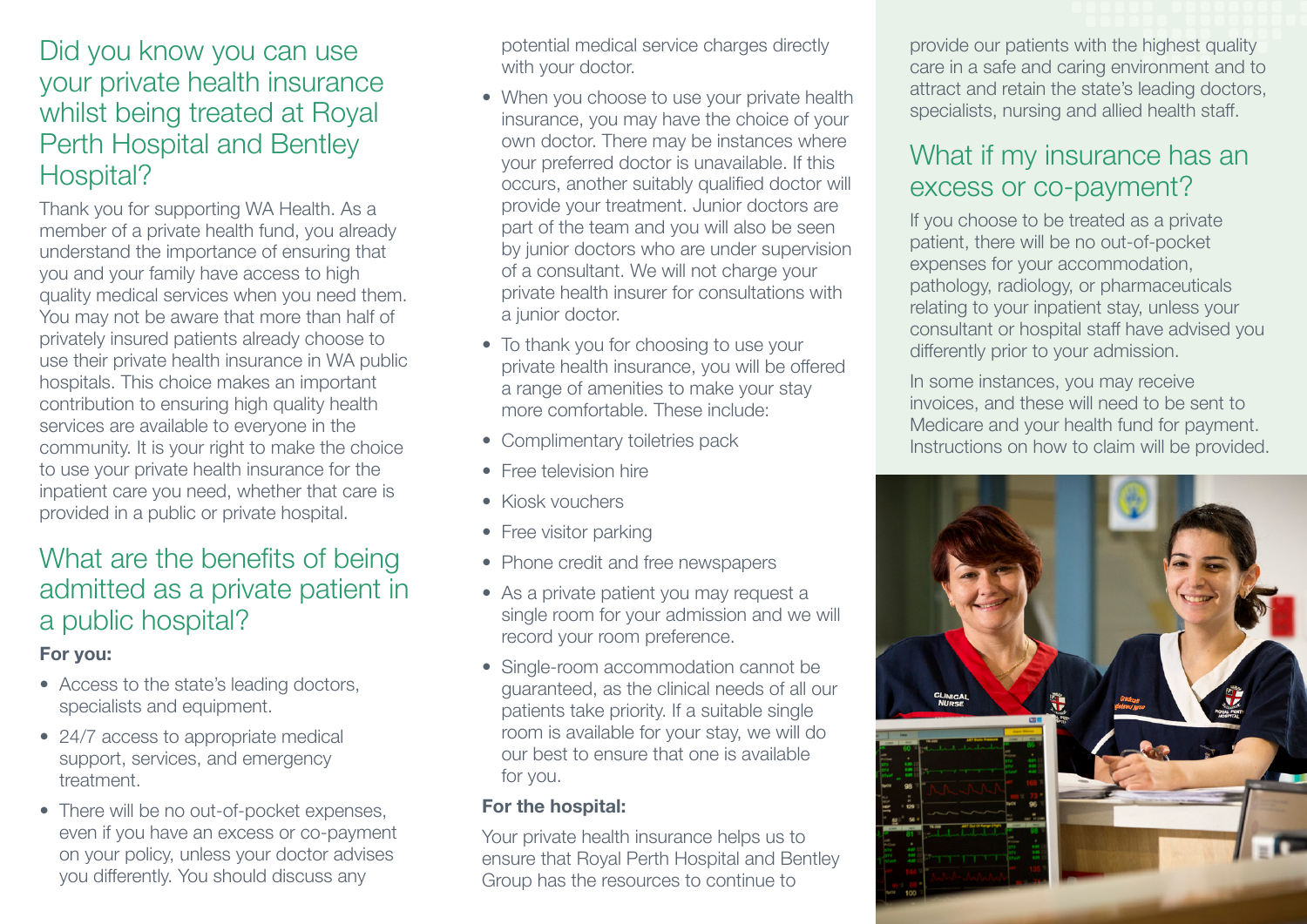## Did you know you can use your private health insurance whilst being treated at Royal Perth Hospital and Bentley Hospital?

Thank you for supporting WA Health. As a member of a private health fund, you already understand the importance of ensuring that you and your family have access to high quality medical services when you need them. You may not be aware that more than half of privately insured patients already choose to use their private health insurance in WA public hospitals. This choice makes an important contribution to ensuring high quality health services are available to everyone in the community. It is your right to make the choice to use your private health insurance for the inpatient care you need, whether that care is provided in a public or private hospital.

## What are the benefits of being admitted as a private patient in a public hospital?

**For you:**

- Access to the state's leading doctors, specialists and equipment.
- 24/7 access to appropriate medical support, services, and emergency treatment.
- There will be no out-of-pocket expenses, even if you have an excess or co-payment on your policy, unless your doctor advises you differently. You should discuss any potential medical service charges directly with your doctor.
- When you choose to use your private health insurance, you may have the choice of your own doctor. There may be instances where your preferred doctor is unavailable. If this occurs, another suitably qualified doctor will provide your treatment. Junior doctors are part of the team and you will also be seen by junior doctors who are under supervision of a consultant. We will not charge your private health insurer for consultations with a junior doctor.
- To thank you for choosing to use your private health insurance, you will be offered a range of amenities to make your stay more comfortable. These include:
- Complimentary toiletries pack
- Free television hire
- Kiosk vouchers
- Free visitor parking
- Phone credit and free newspapers
- As a private patient you may request a single room for your admission and we will record your room preference.
- Single-room accommodation cannot be guaranteed, as the clinical needs of all our patients take priority. If a suitable single room is available for your stay, we will do our best to ensure that one is available for you.

**For the hospital:**

Your private health insurance helps us to ensure that Royal Perth Hospital and Bentley Group has the resources to continue to provide our patients with the highest quality care in a safe and caring environment and to attract and retain the state's leading doctors, specialists, nursing and allied health staff.

## What if my insurance has an excess or co-payment?

If you choose to be treated as a private patient, there will be no out-of-pocket expenses for your accommodation, pathology, radiology, or pharmaceuticals relating to your inpatient stay, unless your consultant or hospital staff have advised you differently prior to your admission.

In some instances, you may receive invoices, and these will need to be sent to Medicare and your health fund for payment. Instructions on how to claim will be provided.